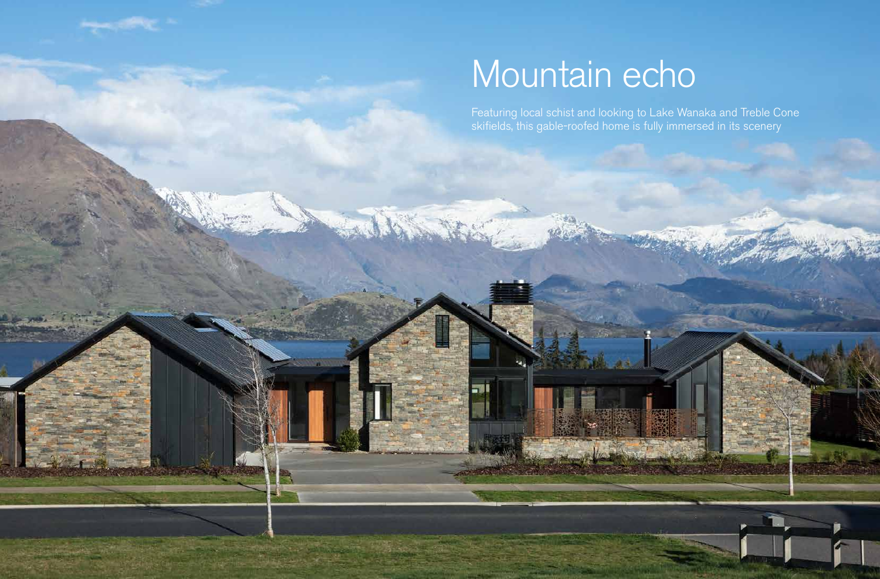# Mountain echo

Featuring local schist and looking to Lake Wanaka and Treble Cone skifields, this gable-roofed home is fully immersed in its scenery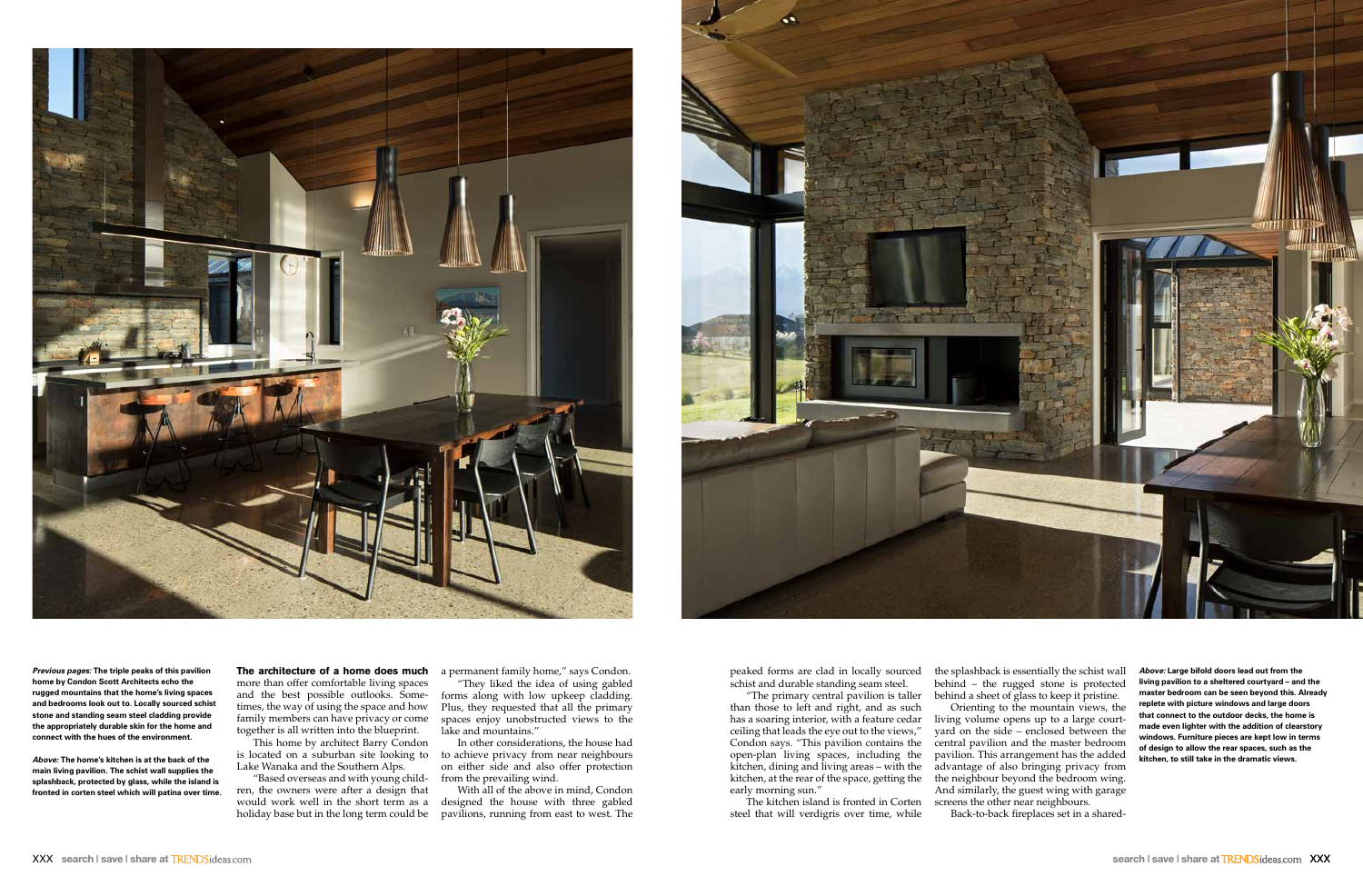***Previous pages:*** **The triple peaks of this pavilion home by Condon Scott Architects echo the rugged mountains that the home's living spaces and bedrooms look out to. Locally sourced schist stone and standing seam steel cladding provide the appropriately durable skin for the home and connect with the hues of the environment.**

***Above:*** **The home's kitchen is at the back of the main living pavilion. The schist wall supplies the splashback, protected by glass, while the island is fronted in corten steel which will patina over time.**

**The architecture of a home does much** more than offer comfortable living spaces and the best possible outlooks. Sometimes, the way of using the space and how family members can have privacy or come together is all written into the blueprint.

This home by architect Barry Condon is located on a suburban site looking to Lake Wanaka and the Southern Alps.

"Based overseas and with young children, the owners were after a design that would work well in the short term as a holiday base but in the long term could be a permanent family home," says Condon.

"They liked the idea of using gabled forms along with low upkeep cladding. Plus, they requested that all the primary spaces enjoy unobstructed views to the lake and mountains."

In other considerations, the house had to achieve privacy from near neighbours on either side and also offer protection from the prevailing wind.

With all of the above in mind, Condon designed the house with three gabled pavilions, running from east to west. The peaked forms are clad in locally sourced schist and durable standing seam steel.

"The primary central pavilion is taller than those to left and right, and as such has a soaring interior, with a feature cedar ceiling that leads the eye out to the views," Condon says. "This pavilion contains the open-plan living spaces, including the kitchen, dining and living areas – with the kitchen, at the rear of the space, getting the early morning sun."

The kitchen island is fronted in Corten steel that will verdigris over time, while the splashback is essentially the schist wall behind – the rugged stone is protected behind a sheet of glass to keep it pristine.

Orienting to the mountain views, the living volume opens up to a large courtyard on the side – enclosed between the central pavilion and the master bedroom pavilion. This arrangement has the added advantage of also bringing privacy from the neighbour beyond the bedroom wing. And similarly, the guest wing with garage screens the other near neighbours.

Back-to-back fireplaces set in a shared-

***Above:*** **Large bifold doors lead out from the living pavilion to a sheltered courtyard – and the master bedroom can be seen beyond this. Already replete with picture windows and large doors that connect to the outdoor decks, the home is made even lighter with the addition of clearstory windows. Furniture pieces are kept low in terms of design to allow the rear spaces, such as the kitchen, to still take in the dramatic views.**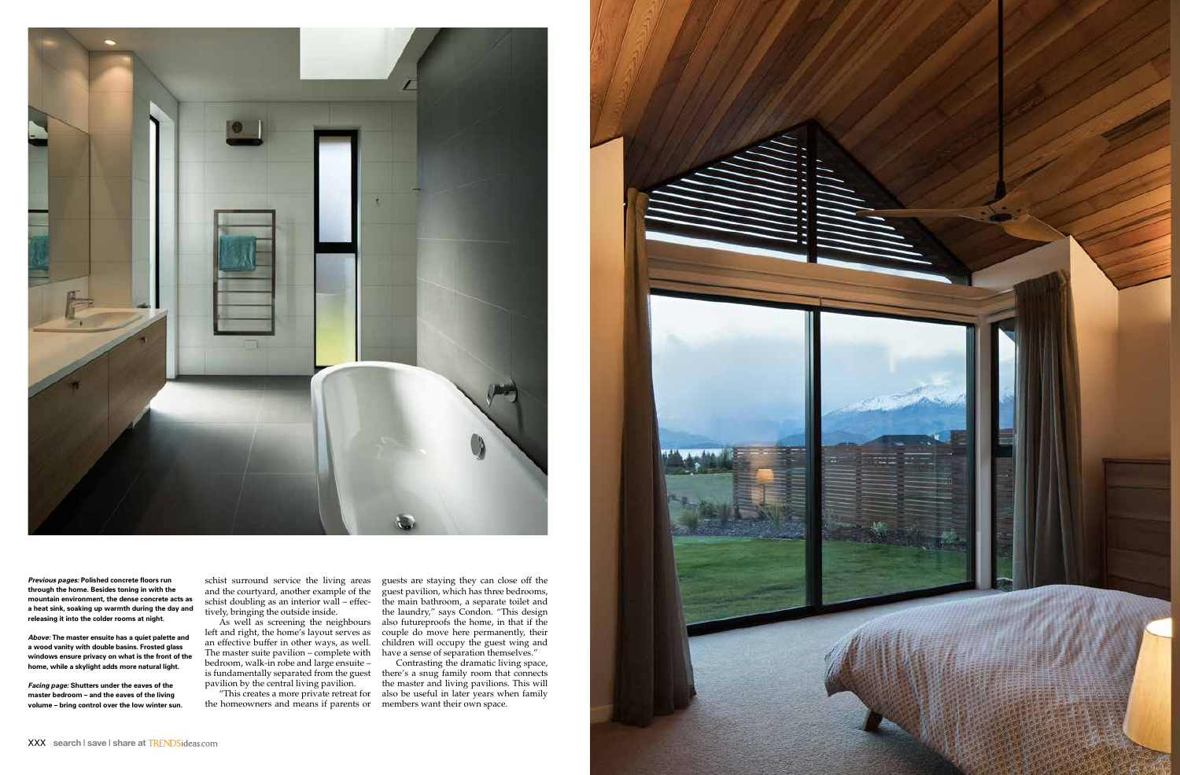***Previous pages:*** **Polished concrete floors run through the home. Besides toning in with the mountain environment, the dense concrete acts as a heat sink, soaking up warmth during the day and releasing it into the colder rooms at night.**

***Above:*** **The master ensuite has a quiet palette and a wood vanity with double basins. Frosted glass windows ensure privacy on what is the front of the home, while a skylight adds more natural light.**

***Facing page:*** **Shutters under the eaves of the master bedroom – and the eaves of the living volume – bring control over the low winter sun.**

schist surround service the living areas and the courtyard, another example of the schist doubling as an interior wall – effectively, bringing the outside inside.

As well as screening the neighbours left and right, the home's layout serves as an effective buffer in other ways, as well. The master suite pavilion – complete with bedroom, walk-in robe and large ensuite – is fundamentally separated from the guest pavilion by the central living pavilion.

"This creates a more private retreat for the homeowners and means if parents or guests are staying they can close off the guest pavilion, which has three bedrooms, the main bathroom, a separate toilet and the laundry," says Condon. "This design also futureproofs the home, in that if the couple do move here permanently, their children will occupy the guest wing and have a sense of separation themselves."

Contrasting the dramatic living space, there's a snug family room that connects the master and living pavilions. This will also be useful in later years when family members want their own space.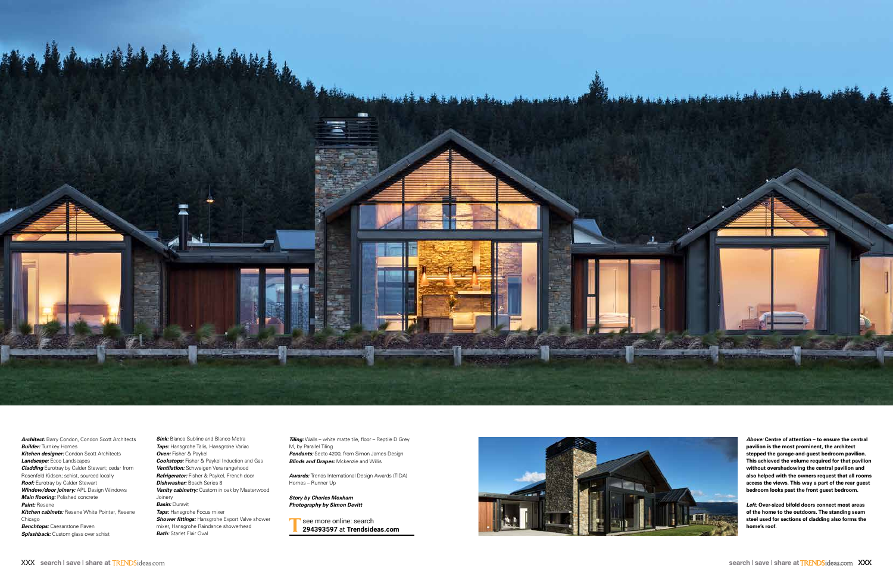***Architect:*** Barry Condon, Condon Scott Architects
***Builder:*** Turnkey Homes
***Kitchen designer:*** Condon Scott Architects
***Landscape:*** Ecco Landscapes
***Cladding*** Eurotray by Calder Stewart; cedar from Rosenfeld Kidson; schist, sourced locally
***Roof:*** Eurotray by Calder Stewart
***Window/door joinery:*** APL Design Windows
***Main flooring:*** Polished concrete
***Paint:*** Resene
***Kitchen cabinets:*** Resene White Pointer, Resene Chicago
***Benchtops:*** Caesarstone Raven
***Splashback:*** Custom glass over schist

***Sink:*** Blanco Subline and Blanco Metra
***Taps:*** Hansgrohe Talis, Hansgrohe Variac
***Oven:*** Fisher & Paykel
***Cookstops:*** Fisher & Paykel Induction and Gas
***Ventilation:*** Schweigen Vera rangehood
***Refrigerator:*** Fisher & Paykel, French door
***Dishwasher:*** Bosch Series 8
***Vanity cabinetry:*** Custom in oak by Masterwood Joinery
***Basin:*** Duravit
***Taps:*** Hansgrohe Focus mixer
***Shower fittings:*** Hansgrohe Export Valve shower mixer, Hansgrohe Raindance showerhead
***Bath:*** Starlet Flair Oval

***Tiling:*** Walls – white matte tile, floor – Reptile D Grey M, by Parallel Tiling
***Pendants:*** Secto 4200, from Simon James Design
***Blinds and Drapes:*** Mckenzie and Willis

***Awards:*** Trends International Design Awards (TIDA) Homes – Runner Up

***Story by Charles Moxham***
***Photography by Simon Devitt***

T see more online: search **294393597** at **Trendsideas.com**

***Above:*** **Centre of attention – to ensure the central pavilion is the most prominent, the architect stepped the garage-and-guest bedroom pavilion. This achieved the volume required for that pavilion without overshadowing the central pavilion and also helped with the owners request that all rooms access the views. This way a part of the rear guest bedroom looks past the front guest bedroom.**

***Left:*** **Over-sized bifold doors connect most areas of the home to the outdoors. The standing seam steel used for sections of cladding also forms the home's roof.**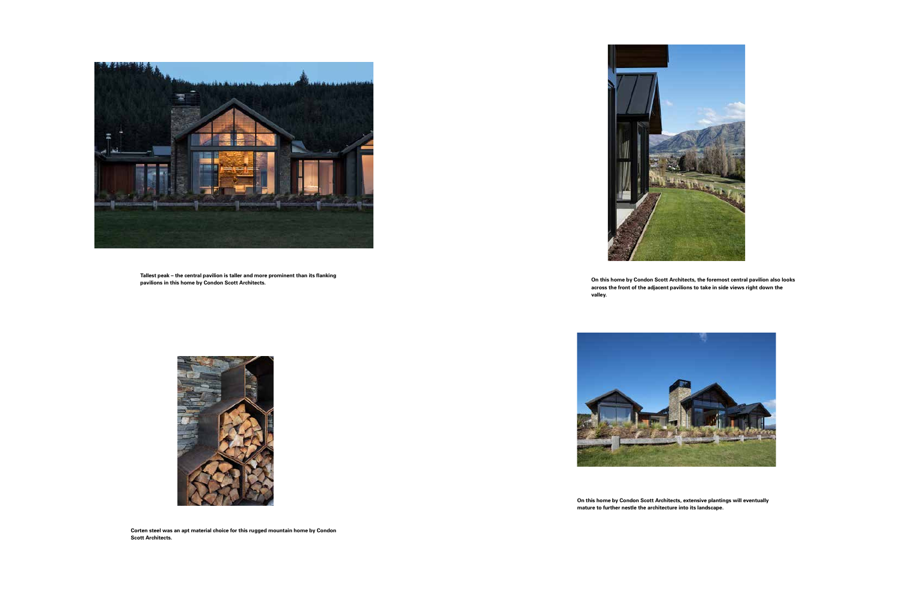**Tallest peak – the central pavilion is taller and more prominent than its flanking pavilions in this home by Condon Scott Architects.**

**On this home by Condon Scott Architects, the foremost central pavilion also looks across the front of the adjacent pavilions to take in side views right down the valley.**

**Corten steel was an apt material choice for this rugged mountain home by Condon Scott Architects.**

**On this home by Condon Scott Architects, extensive plantings will eventually mature to further nestle the architecture into its landscape.**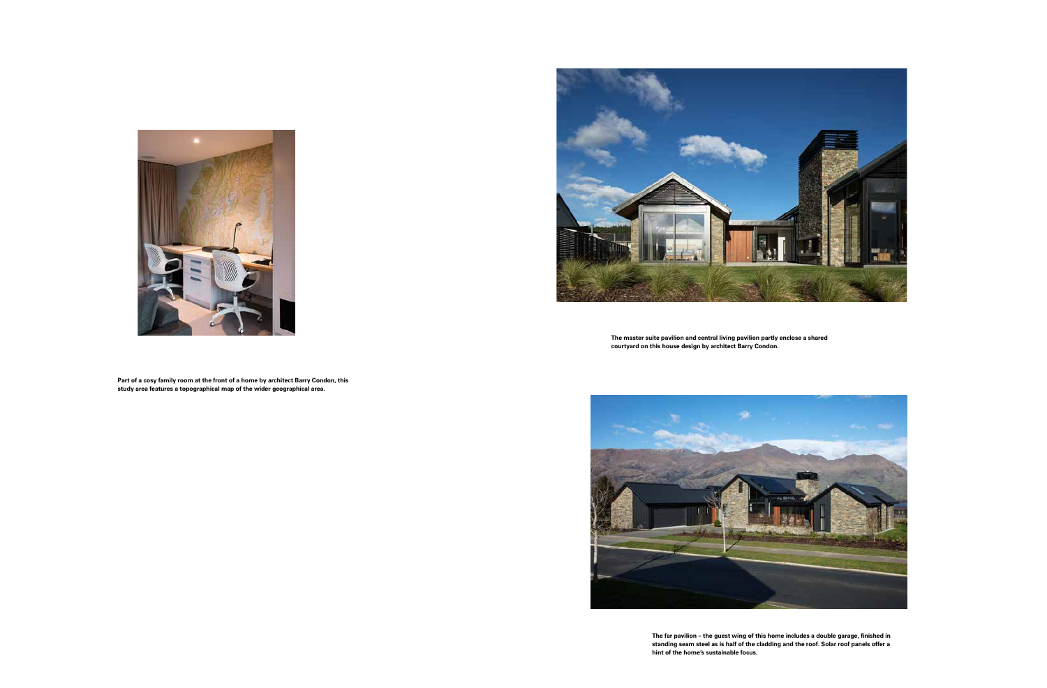Part of a cosy family room at the front of a home by architect Barry Condon, this study area features a topographical map of the wider geographical area.

The master suite pavilion and central living pavilion partly enclose a shared courtyard on this house design by architect Barry Condon.

The far pavilion – the guest wing of this home includes a double garage, finished in standing seam steel as is half of the cladding and the roof. Solar roof panels offer a hint of the home's sustainable focus.